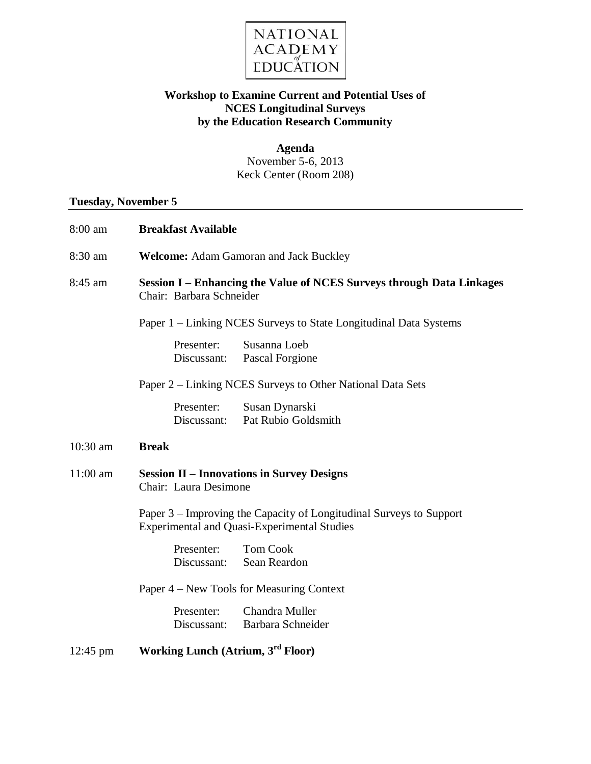NATIONAL ACADEMY of EDUCATION

# Workshop to Examine Current and Potential Uses of NCES Longitudinal Surveys by the Education Research Community

**Agenda**
November 5-6, 2013
Keck Center (Room 208)

## Tuesday, November 5

8:00 am **Breakfast Available**

8:30 am **Welcome:** Adam Gamoran and Jack Buckley

8:45 am **Session I – Enhancing the Value of NCES Surveys through Data Linkages**
Chair: Barbara Schneider

Paper 1 – Linking NCES Surveys to State Longitudinal Data Systems

Presenter: Susanna Loeb
Discussant: Pascal Forgione

Paper 2 – Linking NCES Surveys to Other National Data Sets

Presenter: Susan Dynarski
Discussant: Pat Rubio Goldsmith

10:30 am **Break**

11:00 am **Session II – Innovations in Survey Designs**
Chair: Laura Desimone

Paper 3 – Improving the Capacity of Longitudinal Surveys to Support Experimental and Quasi-Experimental Studies

Presenter: Tom Cook
Discussant: Sean Reardon

Paper 4 – New Tools for Measuring Context

Presenter: Chandra Muller
Discussant: Barbara Schneider

12:45 pm **Working Lunch (Atrium, 3rd Floor)**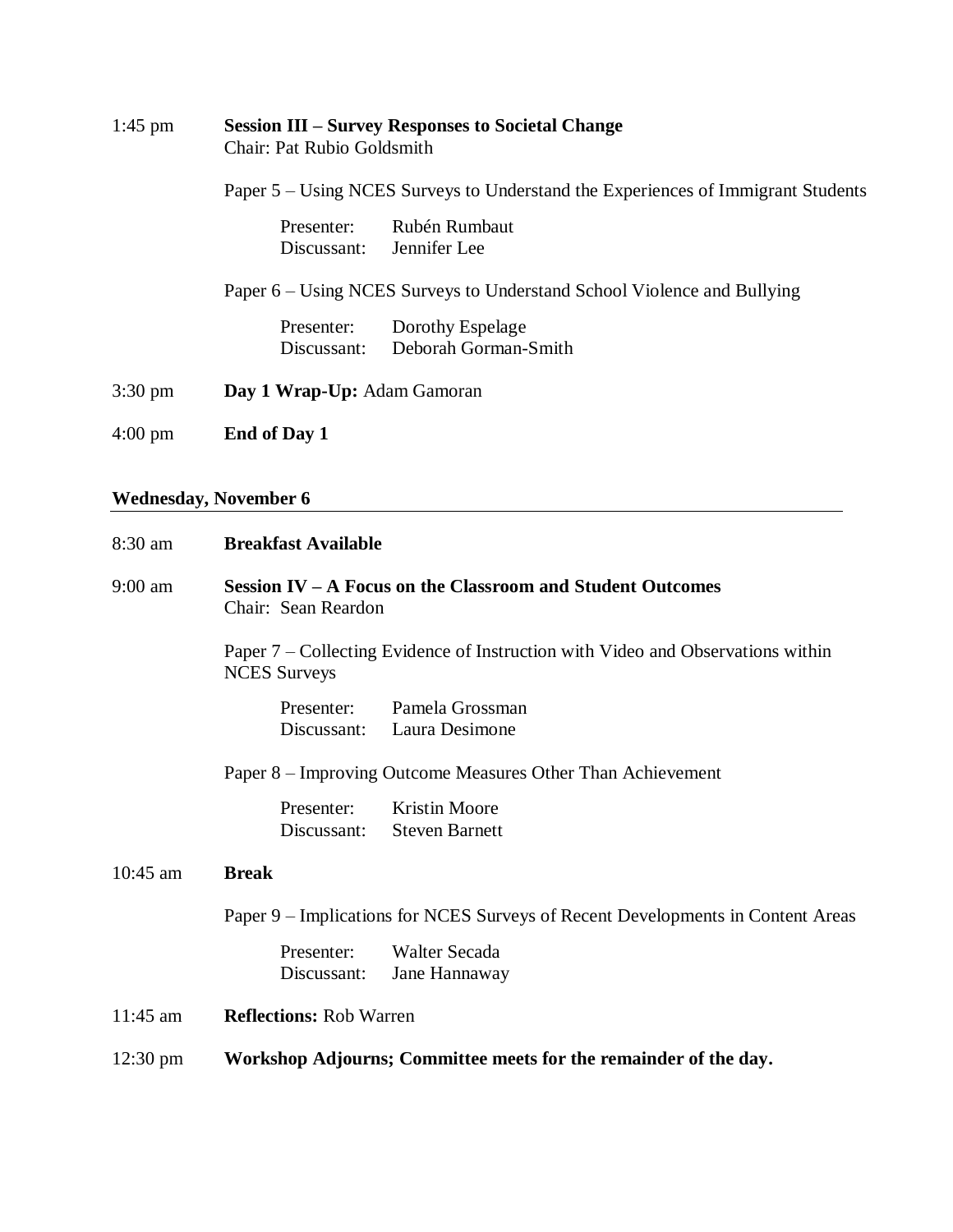1:45 pm **Session III – Survey Responses to Societal Change**
Chair: Pat Rubio Goldsmith

Paper 5 – Using NCES Surveys to Understand the Experiences of Immigrant Students

Presenter: Rubén Rumbaut
Discussant: Jennifer Lee

Paper 6 – Using NCES Surveys to Understand School Violence and Bullying

Presenter: Dorothy Espelage
Discussant: Deborah Gorman-Smith

3:30 pm **Day 1 Wrap-Up:** Adam Gamoran

4:00 pm **End of Day 1**

**Wednesday, November 6**

8:30 am **Breakfast Available**

9:00 am **Session IV – A Focus on the Classroom and Student Outcomes**
Chair: Sean Reardon

Paper 7 – Collecting Evidence of Instruction with Video and Observations within NCES Surveys

Presenter: Pamela Grossman
Discussant: Laura Desimone

Paper 8 – Improving Outcome Measures Other Than Achievement

Presenter: Kristin Moore
Discussant: Steven Barnett

10:45 am **Break**

Paper 9 – Implications for NCES Surveys of Recent Developments in Content Areas

Presenter: Walter Secada
Discussant: Jane Hannaway

11:45 am **Reflections:** Rob Warren

12:30 pm **Workshop Adjourns; Committee meets for the remainder of the day.**